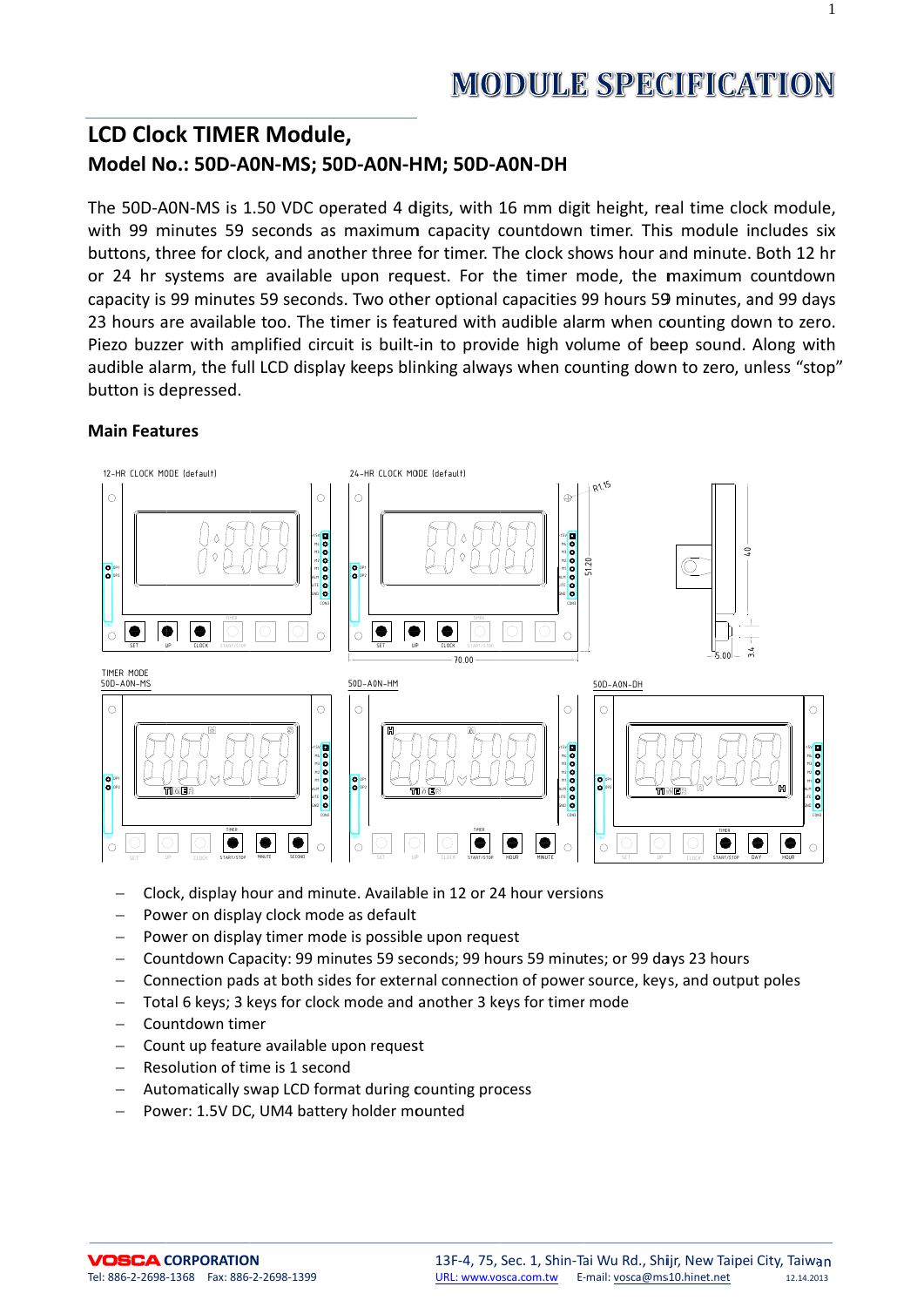# MODULE SPECIFICATION

## LCD Clock TIMER Module,

### Model No.: 50D-A0N-MS; 50D-A0N-HM; 50D-A0N-DH

The 50D-A0N-MS is 1.50 VDC operated 4 digits, with 16 mm digit height, real time clock module, with 99 minutes 59 seconds as maximum capacity countdown timer. This module includes six buttons, three for clock, and another three for timer. The clock shows hour and minute. Both 12 hr or 24 hr systems are available upon request. For the timer mode, the maximum countdown capacity is 99 minutes 59 seconds. Two other optional capacities 99 hours 59 minutes, and 99 days 23 hours are available too. The timer is featured with audible alarm when counting down to zero. Piezo buzzer with amplified circuit is built-in to provide high volume of beep sound. Along with audible alarm, the full LCD display keeps blinking always when counting down to zero, unless "stop" button is depressed.

**Main Features**

12-HR CLOCK MODE (default)

24-HR CLOCK MODE (default)

TIMER MODE 50D-A0N-MS

50D-A0N-HM

50D-A0N-DH

- Clock, display hour and minute. Available in 12 or 24 hour versions
- Power on display clock mode as default
- Power on display timer mode is possible upon request
- Countdown Capacity: 99 minutes 59 seconds; 99 hours 59 minutes; or 99 days 23 hours
- Connection pads at both sides for external connection of power source, keys, and output poles
- Total 6 keys; 3 keys for clock mode and another 3 keys for timer mode
- Countdown timer
- Count up feature available upon request
- Resolution of time is 1 second
- Automatically swap LCD format during counting process
- Power: 1.5V DC, UM4 battery holder mounted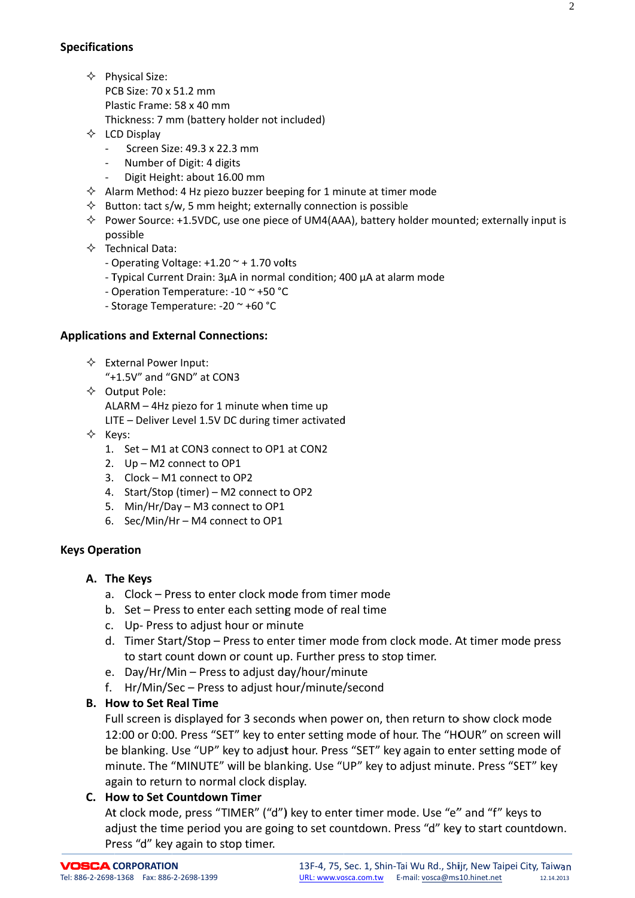## Specifications

- Physical Size:
  PCB Size: 70 x 51.2 mm
  Plastic Frame: 58 x 40 mm
  Thickness: 7 mm (battery holder not included)
- LCD Display
  - Screen Size: 49.3 x 22.3 mm
  - Number of Digit: 4 digits
  - Digit Height: about 16.00 mm
- Alarm Method: 4 Hz piezo buzzer beeping for 1 minute at timer mode
- Button: tact s/w, 5 mm height; externally connection is possible
- Power Source: +1.5VDC, use one piece of UM4(AAA), battery holder mounted; externally input is possible
- Technical Data:
  - Operating Voltage: +1.20 ~ + 1.70 volts
  - Typical Current Drain: 3μA in normal condition; 400 μA at alarm mode
  - Operation Temperature: -10 ~ +50 °C
  - Storage Temperature: -20 ~ +60 °C

## Applications and External Connections:

- External Power Input:
  "+1.5V" and "GND" at CON3
- Output Pole:
  ALARM – 4Hz piezo for 1 minute when time up
  LITE – Deliver Level 1.5V DC during timer activated
- Keys:
  1. Set – M1 at CON3 connect to OP1 at CON2
  2. Up – M2 connect to OP1
  3. Clock – M1 connect to OP2
  4. Start/Stop (timer) – M2 connect to OP2
  5. Min/Hr/Day – M3 connect to OP1
  6. Sec/Min/Hr – M4 connect to OP1

## Keys Operation

### A. The Keys

a. Clock – Press to enter clock mode from timer mode
b. Set – Press to enter each setting mode of real time
c. Up- Press to adjust hour or minute
d. Timer Start/Stop – Press to enter timer mode from clock mode. At timer mode press to start count down or count up. Further press to stop timer.
e. Day/Hr/Min – Press to adjust day/hour/minute
f. Hr/Min/Sec – Press to adjust hour/minute/second

### B. How to Set Real Time

Full screen is displayed for 3 seconds when power on, then return to show clock mode 12:00 or 0:00. Press "SET" key to enter setting mode of hour. The "HOUR" on screen will be blanking. Use "UP" key to adjust hour. Press "SET" key again to enter setting mode of minute. The "MINUTE" will be blanking. Use "UP" key to adjust minute. Press "SET" key again to return to normal clock display.

### C. How to Set Countdown Timer

At clock mode, press "TIMER" ("d") key to enter timer mode. Use "e" and "f" keys to adjust the time period you are going to set countdown. Press "d" key to start countdown. Press "d" key again to stop timer.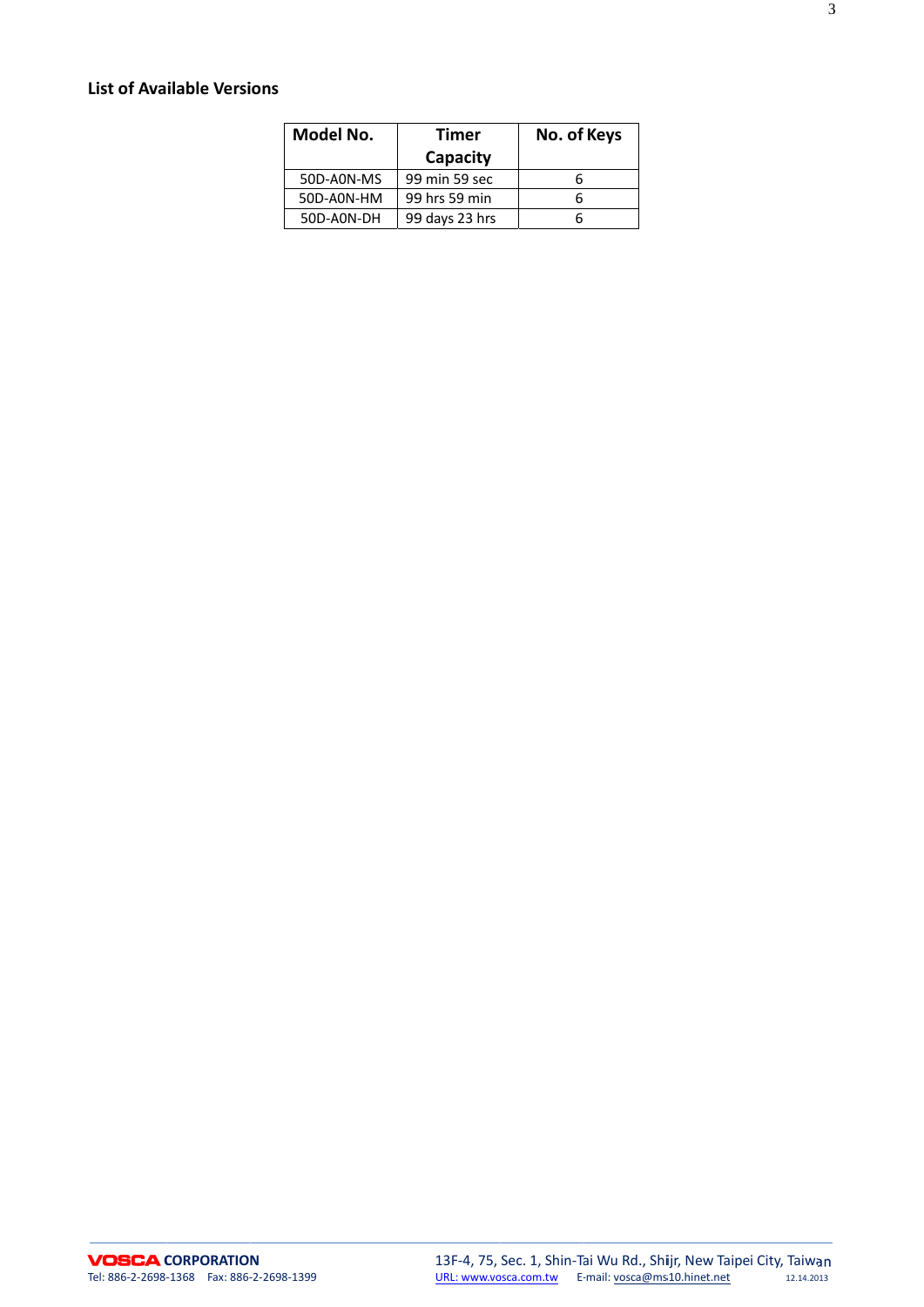## List of Available Versions

| Model No. | Timer Capacity | No. of Keys |
|---|---|---|
| 50D-A0N-MS | 99 min 59 sec | 6 |
| 50D-A0N-HM | 99 hrs 59 min | 6 |
| 50D-A0N-DH | 99 days 23 hrs | 6 |